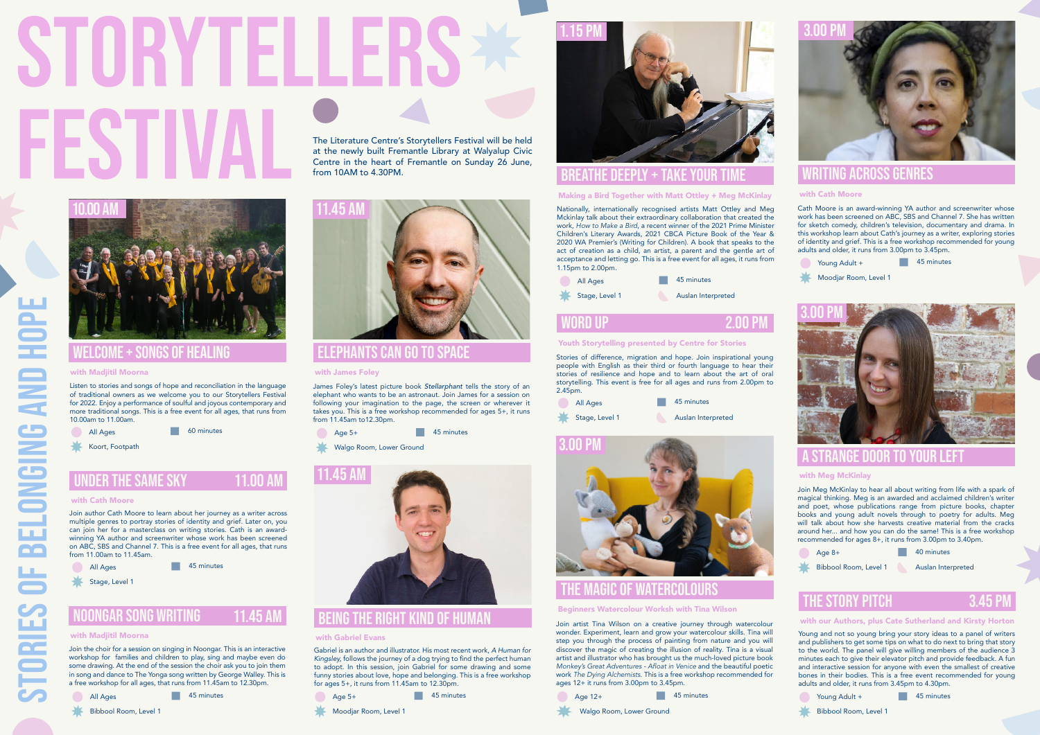# STORYTELLERS FESTIVAL

STORIES OF BELONGING AND HOPE

The Literature Centre's Storytellers Festival will be held at the newly built Fremantle Library at Walyalup Civic Centre in the heart of Fremantle on Sunday 26 June, from 10AM to 4.30PM.

## 10.00 AM — WELCOME + SONGS OF HEALING

**with Madjitil Moorna**

Listen to stories and songs of hope and reconciliation in the language of traditional owners as we welcome you to our Storytellers Festival for 2022. Enjoy a performance of soulful and joyous contemporary and more traditional songs. This is a free event for all ages, that runs from 10.00am to 11.00am.

- All Ages
- 60 minutes
- Koort, Footpath

## UNDER THE SAME SKY — 11.00 AM

**with Cath Moore**

Join author Cath Moore to learn about her journey as a writer across multiple genres to portray stories of identity and grief. Later on, you can join her for a masterclass on writing stories. Cath is an award-winning YA author and screenwriter whose work has been screened on ABC, SBS and Channel 7. This is a free event for all ages, that runs from 11.00am to 11.45am.

- All Ages
- 45 minutes
- Stage, Level 1

## NOONGAR SONG WRITING — 11.45 AM

**with Madjitil Moorna**

Join the choir for a session on singing in Noongar. This is an interactive workshop for families and children to play, sing and maybe even do some drawing. At the end of the session the choir ask you to join them in song and dance to The Yonga song written by George Walley. This is a free workshop for all ages, that runs from 11.45am to 12.30pm.

- All Ages
- 45 minutes
- Bibbool Room, Level 1

## 11.45 AM — ELEPHANTS CAN GO TO SPACE

**with James Foley**

James Foley's latest picture book *Stellarphant* tells the story of an elephant who wants to be an astronaut. Join James for a session on following your imagination to the page, the screen or wherever it takes you. This is a free workshop recommended for ages 5+, it runs from 11.45am to12.30pm.

- Age 5+
- 45 minutes
- Walgo Room, Lower Ground

## 11.45 AM — BEING THE RIGHT KIND OF HUMAN

**with Gabriel Evans**

Gabriel is an author and illustrator. His most recent work, *A Human for Kingsley*, follows the journey of a dog trying to find the perfect human to adopt. In this session, join Gabriel for some drawing and some funny stories about love, hope and belonging. This is a free workshop for ages 5+, it runs from 11.45am to 12.30pm.

- Age 5+
- 45 minutes
- Moodjar Room, Level 1

## 1.15 PM — BREATHE DEEPLY + TAKE YOUR TIME

**Making a Bird Together with Matt Ottley + Meg McKinlay**

Nationally, internationally recognised artists Matt Ottley and Meg Mckinlay talk about their extraordinary collaboration that created the work, *How to Make a Bird*, a recent winner of the 2021 Prime Minister Children's Literary Awards, 2021 CBCA Picture Book of the Year & 2020 WA Premier's (Writing for Children). A book that speaks to the act of creation as a child, an artist, a parent and the gentle art of acceptance and letting go. This is a free event for all ages, it runs from 1.15pm to 2.00pm.

- All Ages
- 45 minutes
- Stage, Level 1
- Auslan Interpreted

## WORD UP — 2.00 PM

**Youth Storytelling presented by Centre for Stories**

Stories of difference, migration and hope. Join inspirational young people with English as their third or fourth language to hear their stories of resilience and hope and to learn about the art of oral storytelling. This event is free for all ages and runs from 2.00pm to 2.45pm.

- All Ages
- 45 minutes
- Stage, Level 1
- Auslan Interpreted

## 3.00 PM — THE MAGIC OF WATERCOLOURS

**Beginners Watercolour Worksh with Tina Wilson**

Join artist Tina Wilson on a creative journey through watercolour wonder. Experiment, learn and grow your watercolour skills. Tina will step you through the process of painting from nature and you will discover the magic of creating the illusion of reality. Tina is a visual artist and illustrator who has brought us the much-loved picture book *Monkey's Great Adventures - Afloat in Venice* and the beautiful poetic work *The Dying Alchemists*. This is a free workshop recommended for ages 12+ it runs from 3.00pm to 3.45pm.

- Age 12+
- 45 minutes
- Walgo Room, Lower Ground

## 3.00 PM — WRITING ACROSS GENRES

**with Cath Moore**

Cath Moore is an award-winning YA author and screenwriter whose work has been screened on ABC, SBS and Channel 7. She has written for sketch comedy, children's television, documentary and drama. In this workshop learn about Cath's journey as a writer, exploring stories of identity and grief. This is a free workshop recommended for young adults and older, it runs from 3.00pm to 3.45pm.

- Young Adult +
- 45 minutes
- Moodjar Room, Level 1

## 3.00 PM — A STRANGE DOOR TO YOUR LEFT

**with Meg McKinlay**

Join Meg McKinlay to hear all about writing from life with a spark of magical thinking. Meg is an awarded and acclaimed children's writer and poet, whose publications range from picture books, chapter books and young adult novels through to poetry for adults. Meg will talk about how she harvests creative material from the cracks around her... and how you can do the same! This is a free workshop recommended for ages 8+, it runs from 3.00pm to 3.40pm.

- Age 8+
- 40 minutes
- Bibbool Room, Level 1
- Auslan Interpreted

## THE STORY PITCH — 3.45 PM

**with our Authors, plus Cate Sutherland and Kirsty Horton**

Young and not so young bring your story ideas to a panel of writers and publishers to get some tips on what to do next to bring that story to the world. The panel will give willing members of the audience 3 minutes each to give their elevator pitch and provide feedback. A fun and interactive session for anyone with even the smallest of creative bones in their bodies. This is a free event recommended for young adults and older, it runs from 3.45pm to 4.30pm.

- Young Adult +
- 45 minutes
- Bibbool Room, Level 1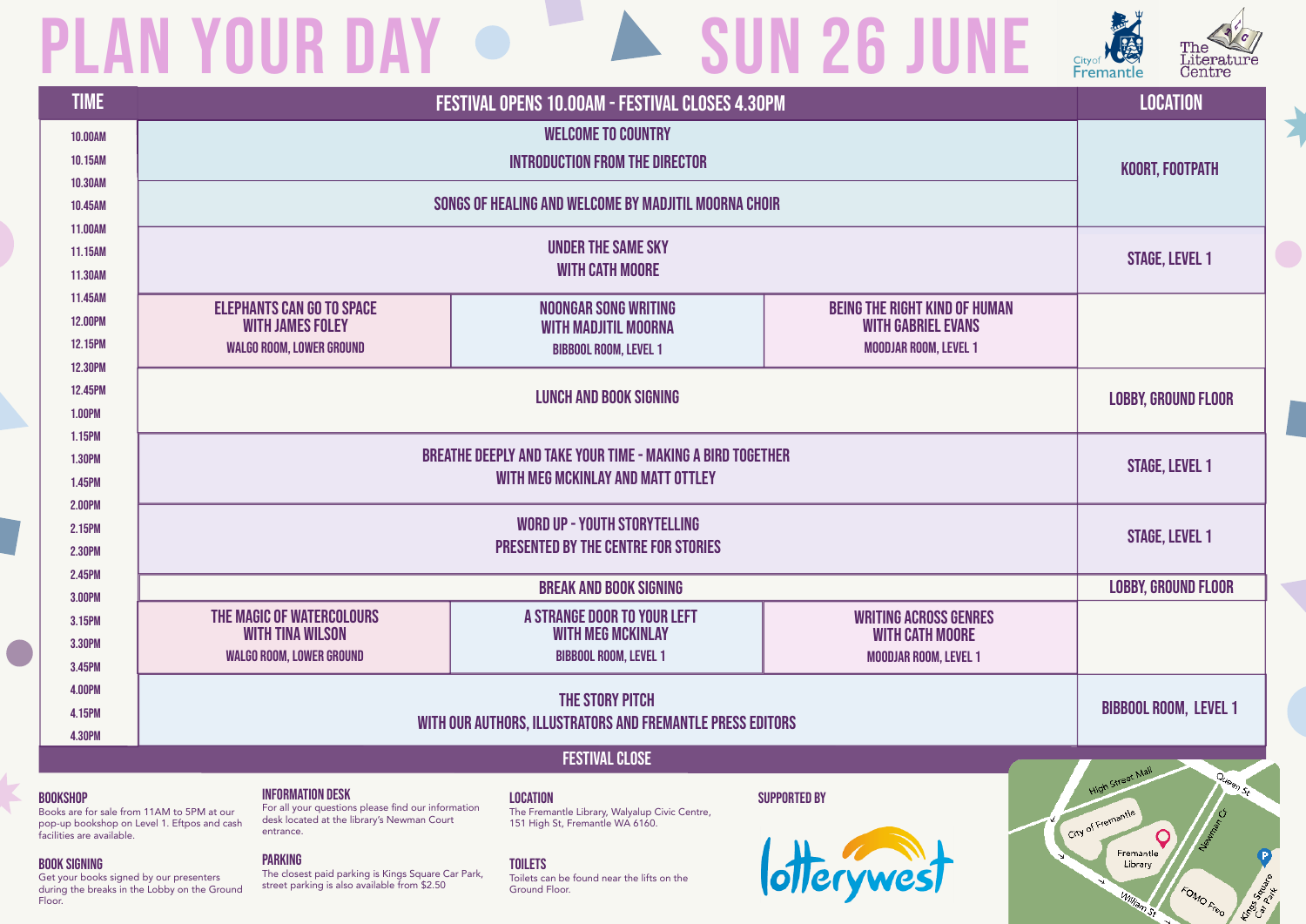# PLAN YOUR DAY — SUN 26 JUNE

City of Fremantle · The Literature Centre

| TIME | FESTIVAL OPENS 10.00AM - FESTIVAL CLOSES 4.30PM | | | LOCATION |
|---|---|---|---|---|
| 10.00AM – 10.15AM | WELCOME TO COUNTRY<br>INTRODUCTION FROM THE DIRECTOR | | | KOORT, FOOTPATH |
| 10.30AM – 10.45AM | SONGS OF HEALING AND WELCOME BY MADJITIL MOORNA CHOIR | | | KOORT, FOOTPATH |
| 11.00AM – 11.30AM | UNDER THE SAME SKY<br>WITH CATH MOORE | | | STAGE, LEVEL 1 |
| 11.45AM – 12.30PM | ELEPHANTS CAN GO TO SPACE<br>WITH JAMES FOLEY<br>WALGO ROOM, LOWER GROUND | NOONGAR SONG WRITING<br>WITH MADJITIL MOORNA<br>BIBBOOL ROOM, LEVEL 1 | BEING THE RIGHT KIND OF HUMAN<br>WITH GABRIEL EVANS<br>MOODJAR ROOM, LEVEL 1 | |
| 12.45PM – 1.00PM | LUNCH AND BOOK SIGNING | | | LOBBY, GROUND FLOOR |
| 1.15PM – 1.45PM | BREATHE DEEPLY AND TAKE YOUR TIME - MAKING A BIRD TOGETHER<br>WITH MEG MCKINLAY AND MATT OTTLEY | | | STAGE, LEVEL 1 |
| 2.00PM – 2.30PM | WORD UP - YOUTH STORYTELLING<br>PRESENTED BY THE CENTRE FOR STORIES | | | STAGE, LEVEL 1 |
| 2.45PM | BREAK AND BOOK SIGNING | | | LOBBY, GROUND FLOOR |
| 3.00PM – 3.45PM | THE MAGIC OF WATERCOLOURS<br>WITH TINA WILSON<br>WALGO ROOM, LOWER GROUND | A STRANGE DOOR TO YOUR LEFT<br>WITH MEG MCKINLAY<br>BIBBOOL ROOM, LEVEL 1 | WRITING ACROSS GENRES<br>WITH CATH MOORE<br>MOODJAR ROOM, LEVEL 1 | |
| 4.00PM – 4.15PM | THE STORY PITCH<br>WITH OUR AUTHORS, ILLUSTRATORS AND FREMANTLE PRESS EDITORS | | | BIBBOOL ROOM, LEVEL 1 |
| 4.30PM | FESTIVAL CLOSE | | | |

### BOOKSHOP
Books are for sale from 11AM to 5PM at our pop-up bookshop on Level 1. Eftpos and cash facilities are available.

### BOOK SIGNING
Get your books signed by our presenters during the breaks in the Lobby on the Ground Floor.

### INFORMATION DESK
For all your questions please find our information desk located at the library's Newman Court entrance.

### PARKING
The closest paid parking is Kings Square Car Park, street parking is also available from $2.50

### LOCATION
The Fremantle Library, Walyalup Civic Centre, 151 High St, Fremantle WA 6160.

### TOILETS
Toilets can be found near the lifts on the Ground Floor.

### SUPPORTED BY
lotterywest

High Street Mall · Queen St · City of Fremantle · Fremantle Library · Newman Ct · William St · FOMO Freo · Kings Square Car Park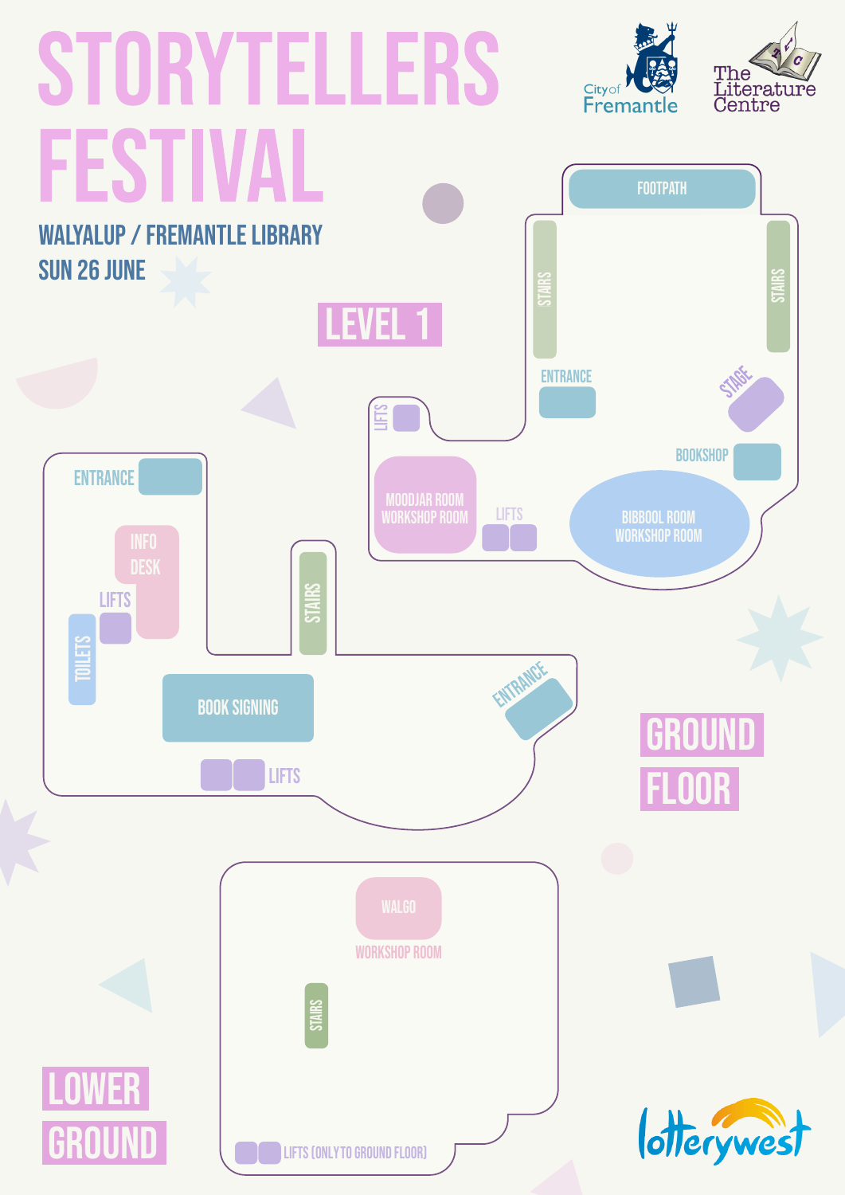# STORYTELLERS FESTIVAL

## WALYALUP / FREMANTLE LIBRARY
## SUN 26 JUNE

City of Fremantle

The Literature Centre

## LEVEL 1

FOOTPATH

STAIRS

STAIRS

ENTRANCE

STAGE

LIFTS

BOOKSHOP

MOODJAR ROOM WORKSHOP ROOM

LIFTS

BIBBOOL ROOM WORKSHOP ROOM

## GROUND FLOOR

ENTRANCE

INFO DESK

LIFTS

TOILETS

STAIRS

BOOK SIGNING

ENTRANCE

LIFTS

## LOWER GROUND

WALGO WORKSHOP ROOM

STAIRS

LIFTS (ONLY TO GROUND FLOOR)

lotterywest